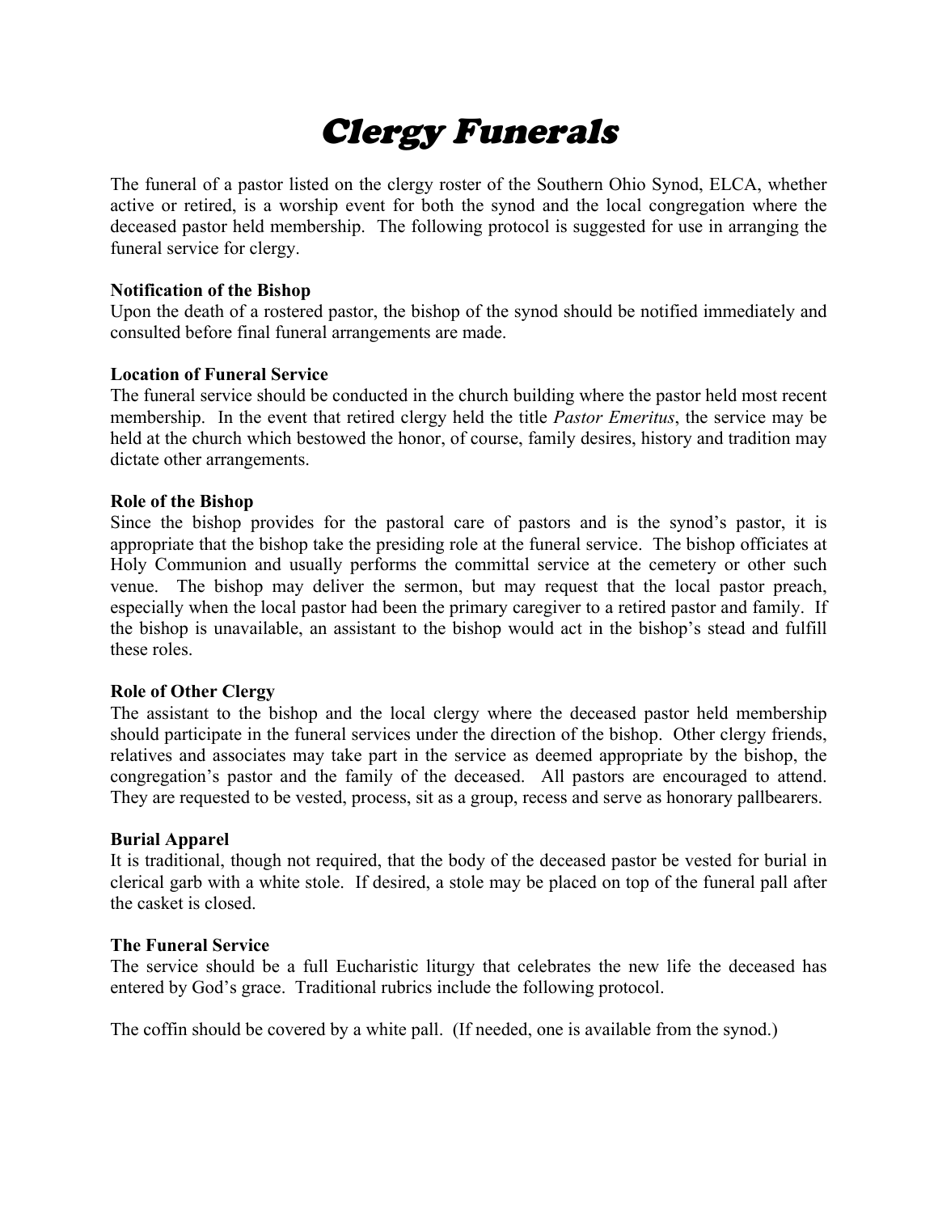# *Clergy Funerals*

The funeral of a pastor listed on the clergy roster of the Southern Ohio Synod, ELCA, whether active or retired, is a worship event for both the synod and the local congregation where the deceased pastor held membership. The following protocol is suggested for use in arranging the funeral service for clergy.

**Notification of the Bishop**

Upon the death of a rostered pastor, the bishop of the synod should be notified immediately and consulted before final funeral arrangements are made.

**Location of Funeral Service**

The funeral service should be conducted in the church building where the pastor held most recent membership. In the event that retired clergy held the title *Pastor Emeritus*, the service may be held at the church which bestowed the honor, of course, family desires, history and tradition may dictate other arrangements.

**Role of the Bishop**

Since the bishop provides for the pastoral care of pastors and is the synod's pastor, it is appropriate that the bishop take the presiding role at the funeral service. The bishop officiates at Holy Communion and usually performs the committal service at the cemetery or other such venue. The bishop may deliver the sermon, but may request that the local pastor preach, especially when the local pastor had been the primary caregiver to a retired pastor and family. If the bishop is unavailable, an assistant to the bishop would act in the bishop's stead and fulfill these roles.

**Role of Other Clergy**

The assistant to the bishop and the local clergy where the deceased pastor held membership should participate in the funeral services under the direction of the bishop. Other clergy friends, relatives and associates may take part in the service as deemed appropriate by the bishop, the congregation's pastor and the family of the deceased. All pastors are encouraged to attend. They are requested to be vested, process, sit as a group, recess and serve as honorary pallbearers.

**Burial Apparel**

It is traditional, though not required, that the body of the deceased pastor be vested for burial in clerical garb with a white stole. If desired, a stole may be placed on top of the funeral pall after the casket is closed.

**The Funeral Service**

The service should be a full Eucharistic liturgy that celebrates the new life the deceased has entered by God's grace. Traditional rubrics include the following protocol.

The coffin should be covered by a white pall. (If needed, one is available from the synod.)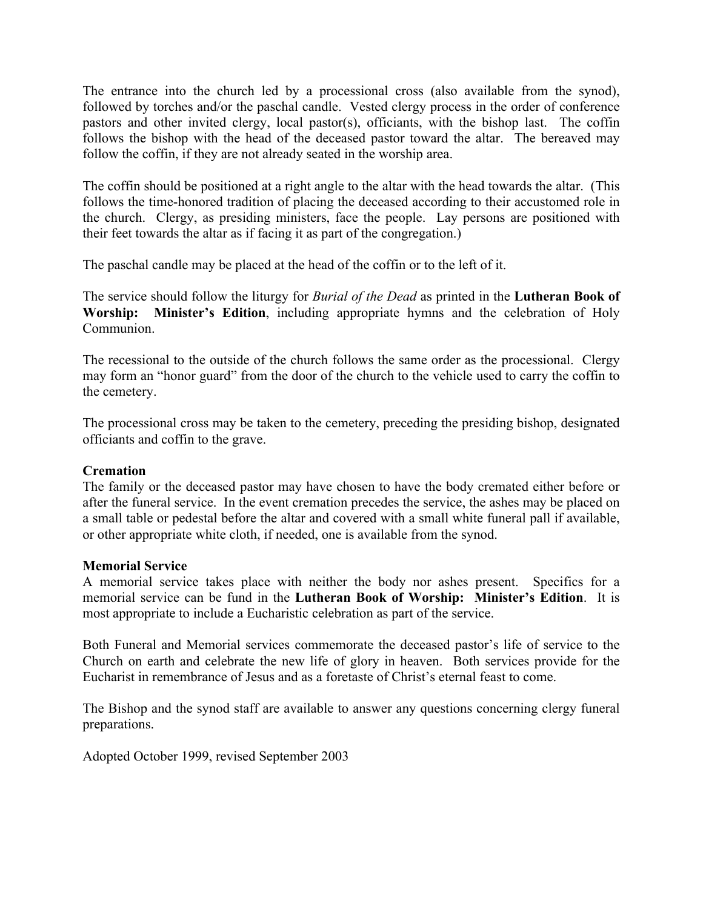The entrance into the church led by a processional cross (also available from the synod), followed by torches and/or the paschal candle. Vested clergy process in the order of conference pastors and other invited clergy, local pastor(s), officiants, with the bishop last. The coffin follows the bishop with the head of the deceased pastor toward the altar. The bereaved may follow the coffin, if they are not already seated in the worship area.

The coffin should be positioned at a right angle to the altar with the head towards the altar. (This follows the time-honored tradition of placing the deceased according to their accustomed role in the church. Clergy, as presiding ministers, face the people. Lay persons are positioned with their feet towards the altar as if facing it as part of the congregation.)

The paschal candle may be placed at the head of the coffin or to the left of it.

The service should follow the liturgy for *Burial of the Dead* as printed in the **Lutheran Book of Worship: Minister's Edition**, including appropriate hymns and the celebration of Holy Communion.

The recessional to the outside of the church follows the same order as the processional. Clergy may form an "honor guard" from the door of the church to the vehicle used to carry the coffin to the cemetery.

The processional cross may be taken to the cemetery, preceding the presiding bishop, designated officiants and coffin to the grave.

**Cremation**

The family or the deceased pastor may have chosen to have the body cremated either before or after the funeral service. In the event cremation precedes the service, the ashes may be placed on a small table or pedestal before the altar and covered with a small white funeral pall if available, or other appropriate white cloth, if needed, one is available from the synod.

**Memorial Service**

A memorial service takes place with neither the body nor ashes present. Specifics for a memorial service can be fund in the **Lutheran Book of Worship: Minister's Edition**. It is most appropriate to include a Eucharistic celebration as part of the service.

Both Funeral and Memorial services commemorate the deceased pastor's life of service to the Church on earth and celebrate the new life of glory in heaven. Both services provide for the Eucharist in remembrance of Jesus and as a foretaste of Christ's eternal feast to come.

The Bishop and the synod staff are available to answer any questions concerning clergy funeral preparations.

Adopted October 1999, revised September 2003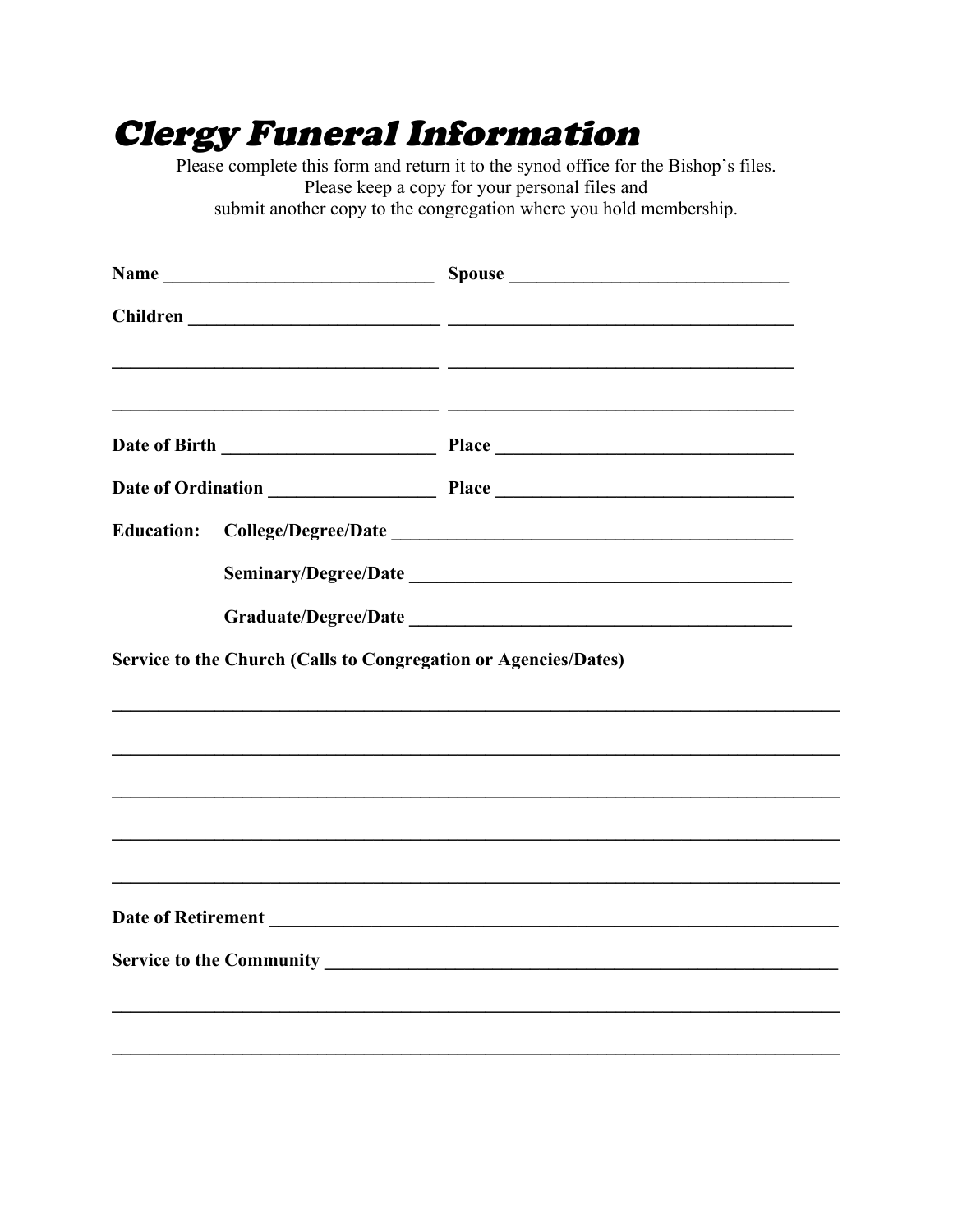# Clergy Funeral Information

Please complete this form and return it to the synod office for the Bishop's files.
Please keep a copy for your personal files and
submit another copy to the congregation where you hold membership.

**Name** ____________________________ **Spouse** ______________________________

**Children** __________________________ ______________________________________

__________________________________ ______________________________________

__________________________________ ______________________________________

**Date of Birth** ______________________ **Place** ________________________________

**Date of Ordination** _________________ **Place** ________________________________

**Education:** **College/Degree/Date** ___________________________________________

**Seminary/Degree/Date** _________________________________________

**Graduate/Degree/Date** _________________________________________

**Service to the Church (Calls to Congregation or Agencies/Dates)**

_____________________________________________________________________________

_____________________________________________________________________________

_____________________________________________________________________________

_____________________________________________________________________________

_____________________________________________________________________________

**Date of Retirement** _____________________________________________________________

**Service to the Community** _______________________________________________________

_____________________________________________________________________________

_____________________________________________________________________________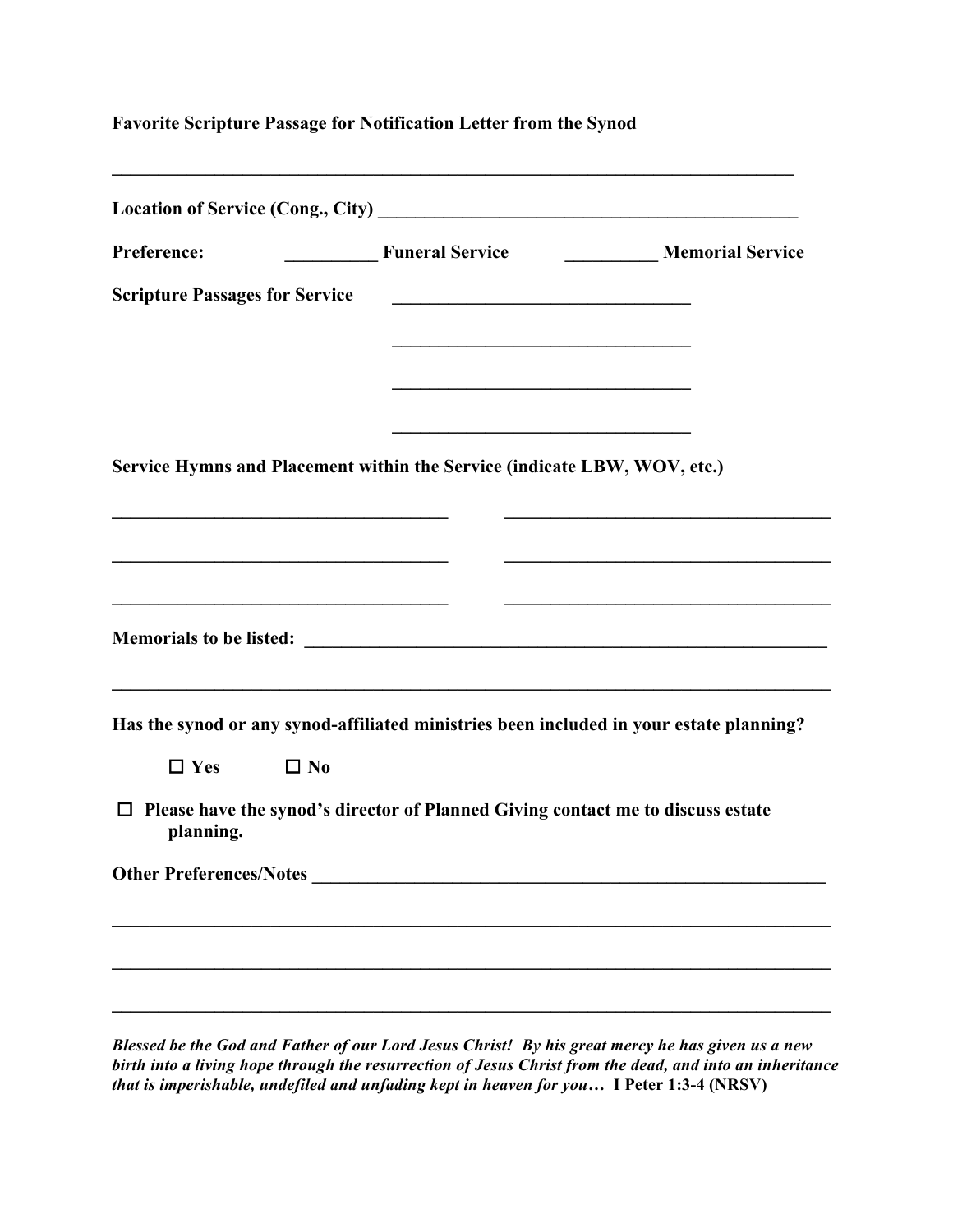**Favorite Scripture Passage for Notification Letter from the Synod**

______________________________________________________________________________

**Location of Service (Cong., City)** ______________________________________________

**Preference:** __________ **Funeral Service** __________ **Memorial Service**

**Scripture Passages for Service** _________________________________

_________________________________

_________________________________

_________________________________

**Service Hymns and Placement within the Service (indicate LBW, WOV, etc.)**

_____________________________________ _____________________________________

_____________________________________ _____________________________________

_____________________________________ _____________________________________

**Memorials to be listed:** ________________________________________________________

______________________________________________________________________________

**Has the synod or any synod-affiliated ministries been included in your estate planning?**

☐ **Yes** ☐ **No**

☐ **Please have the synod's director of Planned Giving contact me to discuss estate planning.**

**Other Preferences/Notes** _______________________________________________________

______________________________________________________________________________

______________________________________________________________________________

______________________________________________________________________________

***Blessed be the God and Father of our Lord Jesus Christ! By his great mercy he has given us a new birth into a living hope through the resurrection of Jesus Christ from the dead, and into an inheritance that is imperishable, undefiled and unfading kept in heaven for you…*** **I Peter 1:3-4 (NRSV)**